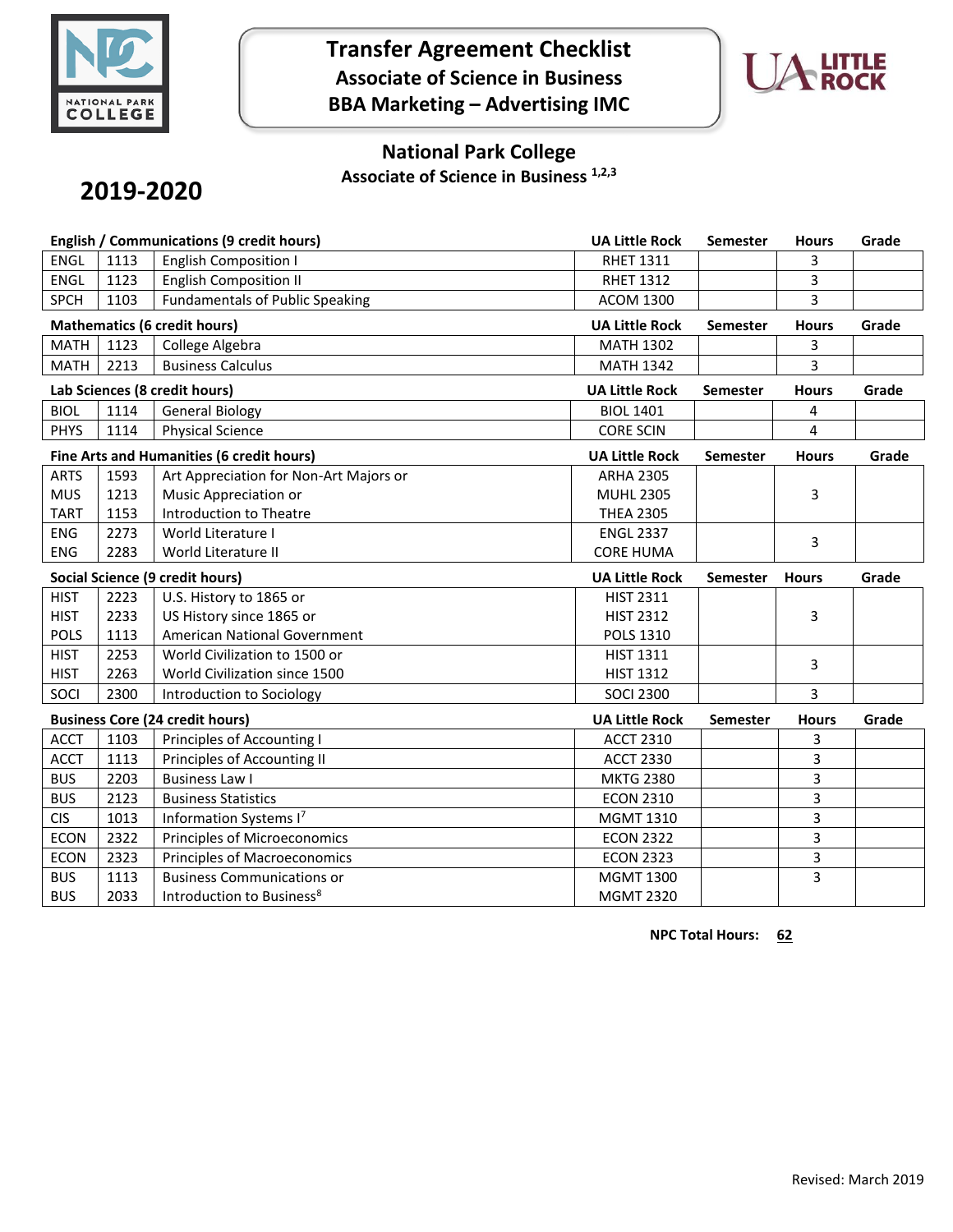# Transfer Agreement Checklist
## Associate of Science in Business
## BBA Marketing – Advertising IMC

## National Park College
### Associate of Science in Business [1,2,3]

**2019-2020**

| English / Communications (9 credit hours) | | | UA Little Rock | Semester | Hours | Grade |
|---|---|---|---|---|---|---|
| ENGL | 1113 | English Composition I | RHET 1311 | | 3 | |
| ENGL | 1123 | English Composition II | RHET 1312 | | 3 | |
| SPCH | 1103 | Fundamentals of Public Speaking | ACOM 1300 | | 3 | |

| Mathematics (6 credit hours) | | | UA Little Rock | Semester | Hours | Grade |
|---|---|---|---|---|---|---|
| MATH | 1123 | College Algebra | MATH 1302 | | 3 | |
| MATH | 2213 | Business Calculus | MATH 1342 | | 3 | |

| Lab Sciences (8 credit hours) | | | UA Little Rock | Semester | Hours | Grade |
|---|---|---|---|---|---|---|
| BIOL | 1114 | General Biology | BIOL 1401 | | 4 | |
| PHYS | 1114 | Physical Science | CORE SCIN | | 4 | |

| Fine Arts and Humanities (6 credit hours) | | | UA Little Rock | Semester | Hours | Grade |
|---|---|---|---|---|---|---|
| ARTS<br>MUS<br>TART | 1593<br>1213<br>1153 | Art Appreciation for Non-Art Majors or<br>Music Appreciation or<br>Introduction to Theatre | ARHA 2305<br>MUHL 2305<br>THEA 2305 | | 3 | |
| ENG<br>ENG | 2273<br>2283 | World Literature I<br>World Literature II | ENGL 2337<br>CORE HUMA | | 3 | |

| Social Science (9 credit hours) | | | UA Little Rock | Semester | Hours | Grade |
|---|---|---|---|---|---|---|
| HIST<br>HIST<br>POLS | 2223<br>2233<br>1113 | U.S. History to 1865 or<br>US History since 1865 or<br>American National Government | HIST 2311<br>HIST 2312<br>POLS 1310 | | 3 | |
| HIST<br>HIST | 2253<br>2263 | World Civilization to 1500 or<br>World Civilization since 1500 | HIST 1311<br>HIST 1312 | | 3 | |
| SOCI | 2300 | Introduction to Sociology | SOCI 2300 | | 3 | |

| Business Core (24 credit hours) | | | UA Little Rock | Semester | Hours | Grade |
|---|---|---|---|---|---|---|
| ACCT | 1103 | Principles of Accounting I | ACCT 2310 | | 3 | |
| ACCT | 1113 | Principles of Accounting II | ACCT 2330 | | 3 | |
| BUS | 2203 | Business Law I | MKTG 2380 | | 3 | |
| BUS | 2123 | Business Statistics | ECON 2310 | | 3 | |
| CIS | 1013 | Information Systems I[7] | MGMT 1310 | | 3 | |
| ECON | 2322 | Principles of Microeconomics | ECON 2322 | | 3 | |
| ECON | 2323 | Principles of Macroeconomics | ECON 2323 | | 3 | |
| BUS<br>BUS | 1113<br>2033 | Business Communications or<br>Introduction to Business[8] | MGMT 1300<br>MGMT 2320 | | 3 | |

**NPC Total Hours: 62**

Revised: March 2019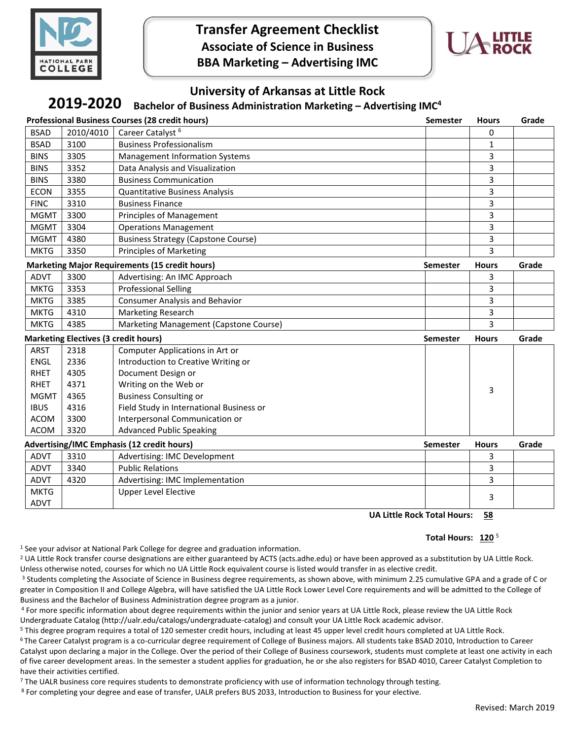# Transfer Agreement Checklist
## Associate of Science in Business
## BBA Marketing – Advertising IMC

## University of Arkansas at Little Rock

**2019-2020** **Bachelor of Business Administration Marketing – Advertising IMC**[4]

| Professional Business Courses (28 credit hours) | | | Semester | Hours | Grade |
|---|---|---|---|---|---|
| BSAD | 2010/4010 | Career Catalyst [6] | | 0 | |
| BSAD | 3100 | Business Professionalism | | 1 | |
| BINS | 3305 | Management Information Systems | | 3 | |
| BINS | 3352 | Data Analysis and Visualization | | 3 | |
| BINS | 3380 | Business Communication | | 3 | |
| ECON | 3355 | Quantitative Business Analysis | | 3 | |
| FINC | 3310 | Business Finance | | 3 | |
| MGMT | 3300 | Principles of Management | | 3 | |
| MGMT | 3304 | Operations Management | | 3 | |
| MGMT | 4380 | Business Strategy (Capstone Course) | | 3 | |
| MKTG | 3350 | Principles of Marketing | | 3 | |

| Marketing Major Requirements (15 credit hours) | | | Semester | Hours | Grade |
|---|---|---|---|---|---|
| ADVT | 3300 | Advertising: An IMC Approach | | 3 | |
| MKTG | 3353 | Professional Selling | | 3 | |
| MKTG | 3385 | Consumer Analysis and Behavior | | 3 | |
| MKTG | 4310 | Marketing Research | | 3 | |
| MKTG | 4385 | Marketing Management (Capstone Course) | | 3 | |

| Marketing Electives (3 credit hours) | | | Semester | Hours | Grade |
|---|---|---|---|---|---|
| ARST | 2318 | Computer Applications in Art or | | 3 | |
| ENGL | 2336 | Introduction to Creative Writing or | | | |
| RHET | 4305 | Document Design or | | | |
| RHET | 4371 | Writing on the Web or | | | |
| MGMT | 4365 | Business Consulting or | | | |
| IBUS | 4316 | Field Study in International Business or | | | |
| ACOM | 3300 | Interpersonal Communication or | | | |
| ACOM | 3320 | Advanced Public Speaking | | | |

| Advertising/IMC Emphasis (12 credit hours) | | | Semester | Hours | Grade |
|---|---|---|---|---|---|
| ADVT | 3310 | Advertising: IMC Development | | 3 | |
| ADVT | 3340 | Public Relations | | 3 | |
| ADVT | 4320 | Advertising: IMC Implementation | | 3 | |
| MKTG ADVT | | Upper Level Elective | | 3 | |

**UA Little Rock Total Hours: 58**

**Total Hours: 120** [5]

[1] See your advisor at National Park College for degree and graduation information.

[2] UA Little Rock transfer course designations are either guaranteed by ACTS (acts.adhe.edu) or have been approved as a substitution by UA Little Rock. Unless otherwise noted, courses for which no UA Little Rock equivalent course is listed would transfer in as elective credit.

[3] Students completing the Associate of Science in Business degree requirements, as shown above, with minimum 2.25 cumulative GPA and a grade of C or greater in Composition II and College Algebra, will have satisfied the UA Little Rock Lower Level Core requirements and will be admitted to the College of Business and the Bachelor of Business Administration degree program as a junior.

[4] For more specific information about degree requirements within the junior and senior years at UA Little Rock, please review the UA Little Rock Undergraduate Catalog (http://ualr.edu/catalogs/undergraduate-catalog) and consult your UA Little Rock academic advisor.

[5] This degree program requires a total of 120 semester credit hours, including at least 45 upper level credit hours completed at UA Little Rock.

[6] The Career Catalyst program is a co-curricular degree requirement of College of Business majors. All students take BSAD 2010, Introduction to Career Catalyst upon declaring a major in the College. Over the period of their College of Business coursework, students must complete at least one activity in each of five career development areas. In the semester a student applies for graduation, he or she also registers for BSAD 4010, Career Catalyst Completion to have their activities certified.

[7] The UALR business core requires students to demonstrate proficiency with use of information technology through testing.

[8] For completing your degree and ease of transfer, UALR prefers BUS 2033, Introduction to Business for your elective.

Revised: March 2019